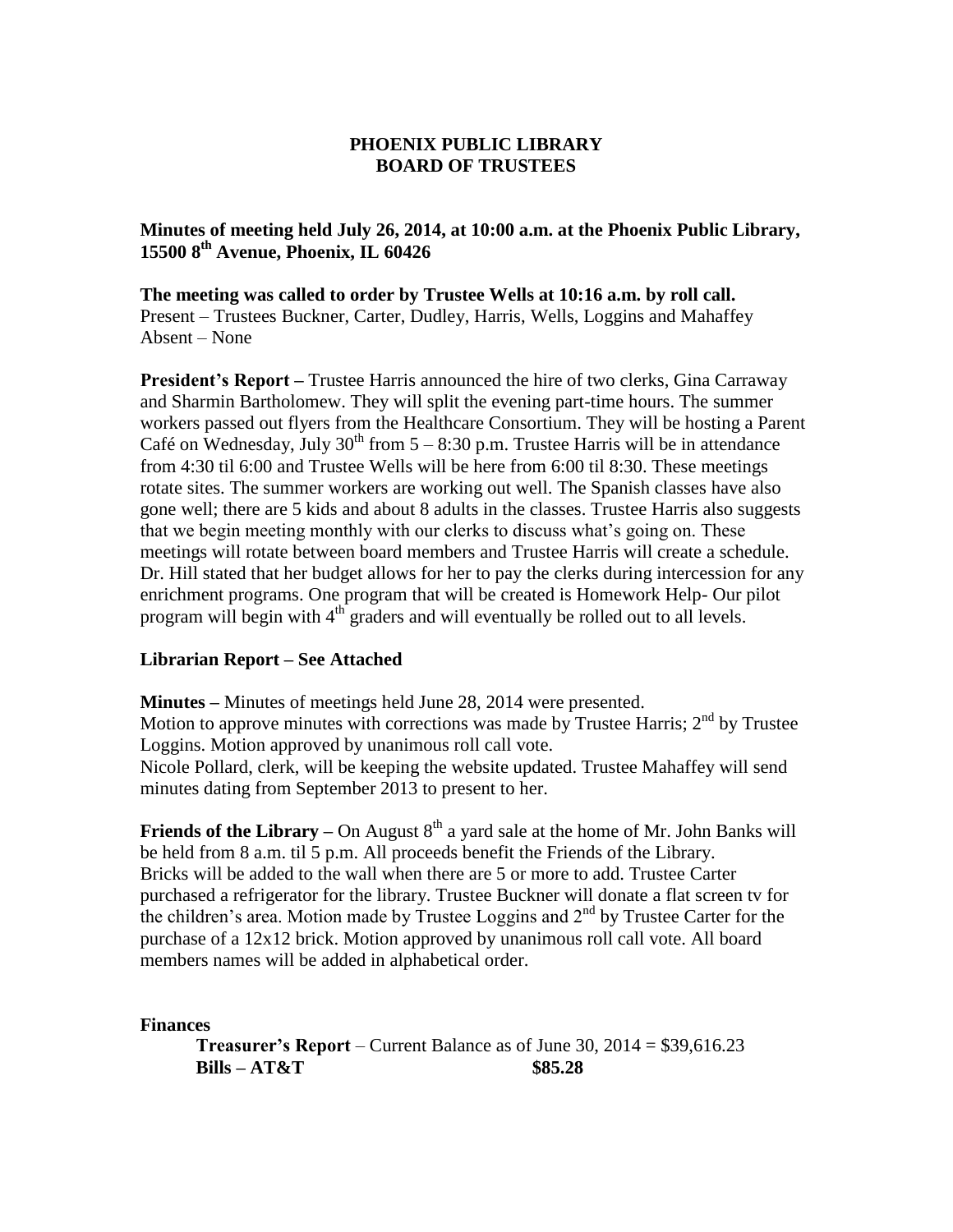# PHOENIX PUBLIC LIBRARY
# BOARD OF TRUSTEES

**Minutes of meeting held July 26, 2014, at 10:00 a.m. at the Phoenix Public Library, 15500 8th Avenue, Phoenix, IL 60426**

**The meeting was called to order by Trustee Wells at 10:16 a.m. by roll call.**
Present – Trustees Buckner, Carter, Dudley, Harris, Wells, Loggins and Mahaffey
Absent – None

**President's Report –** Trustee Harris announced the hire of two clerks, Gina Carraway and Sharmin Bartholomew. They will split the evening part-time hours. The summer workers passed out flyers from the Healthcare Consortium. They will be hosting a Parent Café on Wednesday, July 30th from 5 – 8:30 p.m. Trustee Harris will be in attendance from 4:30 til 6:00 and Trustee Wells will be here from 6:00 til 8:30. These meetings rotate sites. The summer workers are working out well. The Spanish classes have also gone well; there are 5 kids and about 8 adults in the classes. Trustee Harris also suggests that we begin meeting monthly with our clerks to discuss what's going on. These meetings will rotate between board members and Trustee Harris will create a schedule. Dr. Hill stated that her budget allows for her to pay the clerks during intercession for any enrichment programs. One program that will be created is Homework Help- Our pilot program will begin with 4th graders and will eventually be rolled out to all levels.

**Librarian Report – See Attached**

**Minutes –** Minutes of meetings held June 28, 2014 were presented.
Motion to approve minutes with corrections was made by Trustee Harris; 2nd by Trustee Loggins. Motion approved by unanimous roll call vote.
Nicole Pollard, clerk, will be keeping the website updated. Trustee Mahaffey will send minutes dating from September 2013 to present to her.

**Friends of the Library –** On August 8th a yard sale at the home of Mr. John Banks will be held from 8 a.m. til 5 p.m. All proceeds benefit the Friends of the Library. Bricks will be added to the wall when there are 5 or more to add. Trustee Carter purchased a refrigerator for the library. Trustee Buckner will donate a flat screen tv for the children's area. Motion made by Trustee Loggins and 2nd by Trustee Carter for the purchase of a 12x12 brick. Motion approved by unanimous roll call vote. All board members names will be added in alphabetical order.

**Finances**

**Treasurer's Report** – Current Balance as of June 30, 2014 = $39,616.23
**Bills – AT&T** **$85.28**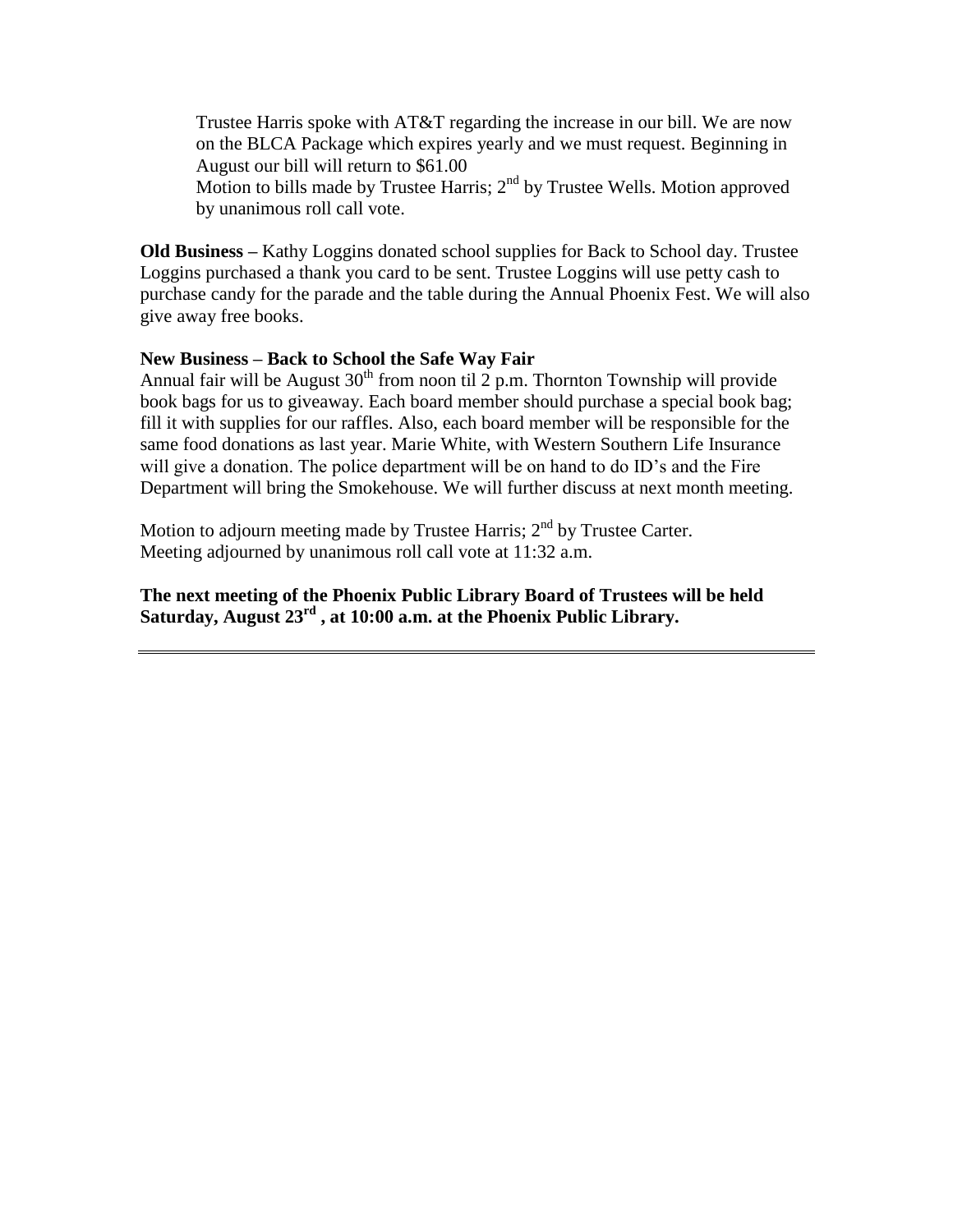Trustee Harris spoke with AT&T regarding the increase in our bill. We are now on the BLCA Package which expires yearly and we must request. Beginning in August our bill will return to $61.00
Motion to bills made by Trustee Harris; 2nd by Trustee Wells. Motion approved by unanimous roll call vote.

**Old Business –** Kathy Loggins donated school supplies for Back to School day. Trustee Loggins purchased a thank you card to be sent. Trustee Loggins will use petty cash to purchase candy for the parade and the table during the Annual Phoenix Fest. We will also give away free books.

**New Business – Back to School the Safe Way Fair**
Annual fair will be August 30th from noon til 2 p.m. Thornton Township will provide book bags for us to giveaway. Each board member should purchase a special book bag; fill it with supplies for our raffles. Also, each board member will be responsible for the same food donations as last year. Marie White, with Western Southern Life Insurance will give a donation. The police department will be on hand to do ID's and the Fire Department will bring the Smokehouse. We will further discuss at next month meeting.

Motion to adjourn meeting made by Trustee Harris; 2nd by Trustee Carter.
Meeting adjourned by unanimous roll call vote at 11:32 a.m.

**The next meeting of the Phoenix Public Library Board of Trustees will be held Saturday, August 23rd , at 10:00 a.m. at the Phoenix Public Library.**

---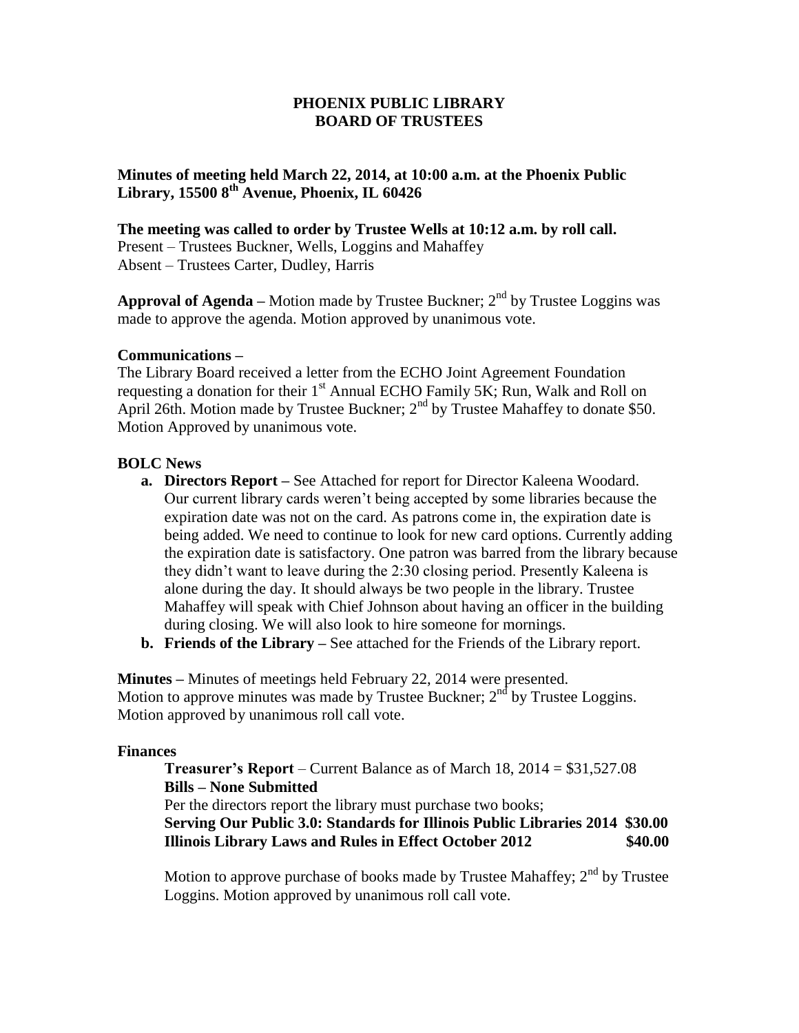# PHOENIX PUBLIC LIBRARY
# BOARD OF TRUSTEES

**Minutes of meeting held March 22, 2014, at 10:00 a.m. at the Phoenix Public Library, 15500 8th Avenue, Phoenix, IL 60426**

**The meeting was called to order by Trustee Wells at 10:12 a.m. by roll call.**
Present – Trustees Buckner, Wells, Loggins and Mahaffey
Absent – Trustees Carter, Dudley, Harris

**Approval of Agenda –** Motion made by Trustee Buckner; 2nd by Trustee Loggins was made to approve the agenda. Motion approved by unanimous vote.

**Communications –**
The Library Board received a letter from the ECHO Joint Agreement Foundation requesting a donation for their 1st Annual ECHO Family 5K; Run, Walk and Roll on April 26th. Motion made by Trustee Buckner; 2nd by Trustee Mahaffey to donate $50. Motion Approved by unanimous vote.

**BOLC News**

a. **Directors Report –** See Attached for report for Director Kaleena Woodard. Our current library cards weren't being accepted by some libraries because the expiration date was not on the card. As patrons come in, the expiration date is being added. We need to continue to look for new card options. Currently adding the expiration date is satisfactory. One patron was barred from the library because they didn't want to leave during the 2:30 closing period. Presently Kaleena is alone during the day. It should always be two people in the library. Trustee Mahaffey will speak with Chief Johnson about having an officer in the building during closing. We will also look to hire someone for mornings.
b. **Friends of the Library –** See attached for the Friends of the Library report.

**Minutes –** Minutes of meetings held February 22, 2014 were presented.
Motion to approve minutes was made by Trustee Buckner; 2nd by Trustee Loggins.
Motion approved by unanimous roll call vote.

**Finances**

**Treasurer's Report** – Current Balance as of March 18, 2014 = $31,527.08
**Bills – None Submitted**
Per the directors report the library must purchase two books;
**Serving Our Public 3.0: Standards for Illinois Public Libraries 2014 $30.00**
**Illinois Library Laws and Rules in Effect October 2012 $40.00**

Motion to approve purchase of books made by Trustee Mahaffey; 2nd by Trustee Loggins. Motion approved by unanimous roll call vote.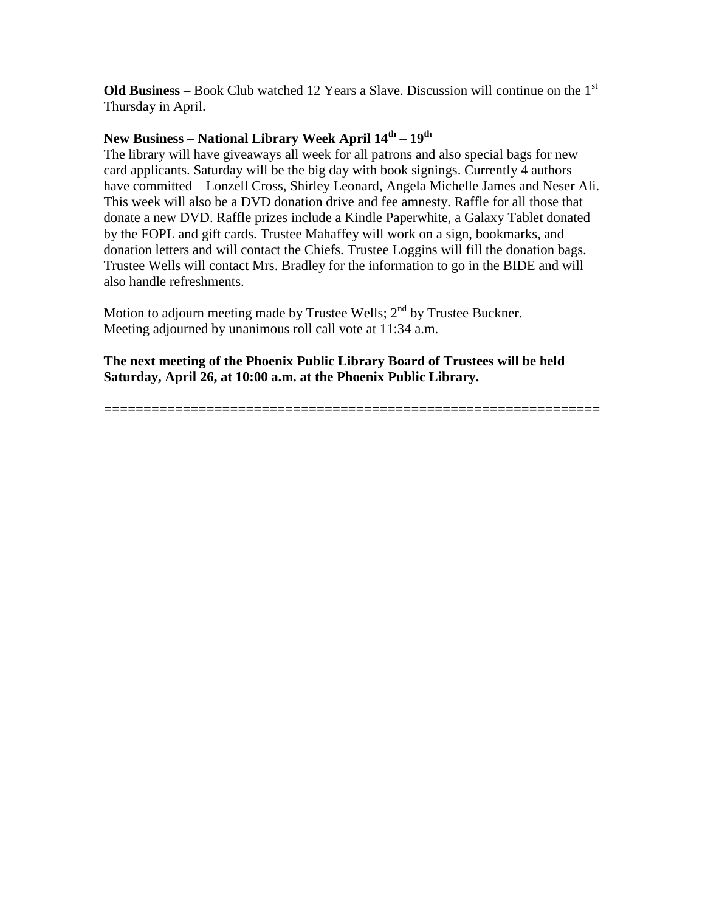**Old Business –** Book Club watched 12 Years a Slave. Discussion will continue on the 1st Thursday in April.

**New Business – National Library Week April 14th – 19th**

The library will have giveaways all week for all patrons and also special bags for new card applicants. Saturday will be the big day with book signings. Currently 4 authors have committed – Lonzell Cross, Shirley Leonard, Angela Michelle James and Neser Ali. This week will also be a DVD donation drive and fee amnesty. Raffle for all those that donate a new DVD. Raffle prizes include a Kindle Paperwhite, a Galaxy Tablet donated by the FOPL and gift cards. Trustee Mahaffey will work on a sign, bookmarks, and donation letters and will contact the Chiefs. Trustee Loggins will fill the donation bags. Trustee Wells will contact Mrs. Bradley for the information to go in the BIDE and will also handle refreshments.

Motion to adjourn meeting made by Trustee Wells; 2nd by Trustee Buckner.
Meeting adjourned by unanimous roll call vote at 11:34 a.m.

**The next meeting of the Phoenix Public Library Board of Trustees will be held Saturday, April 26, at 10:00 a.m. at the Phoenix Public Library.**

==============================================================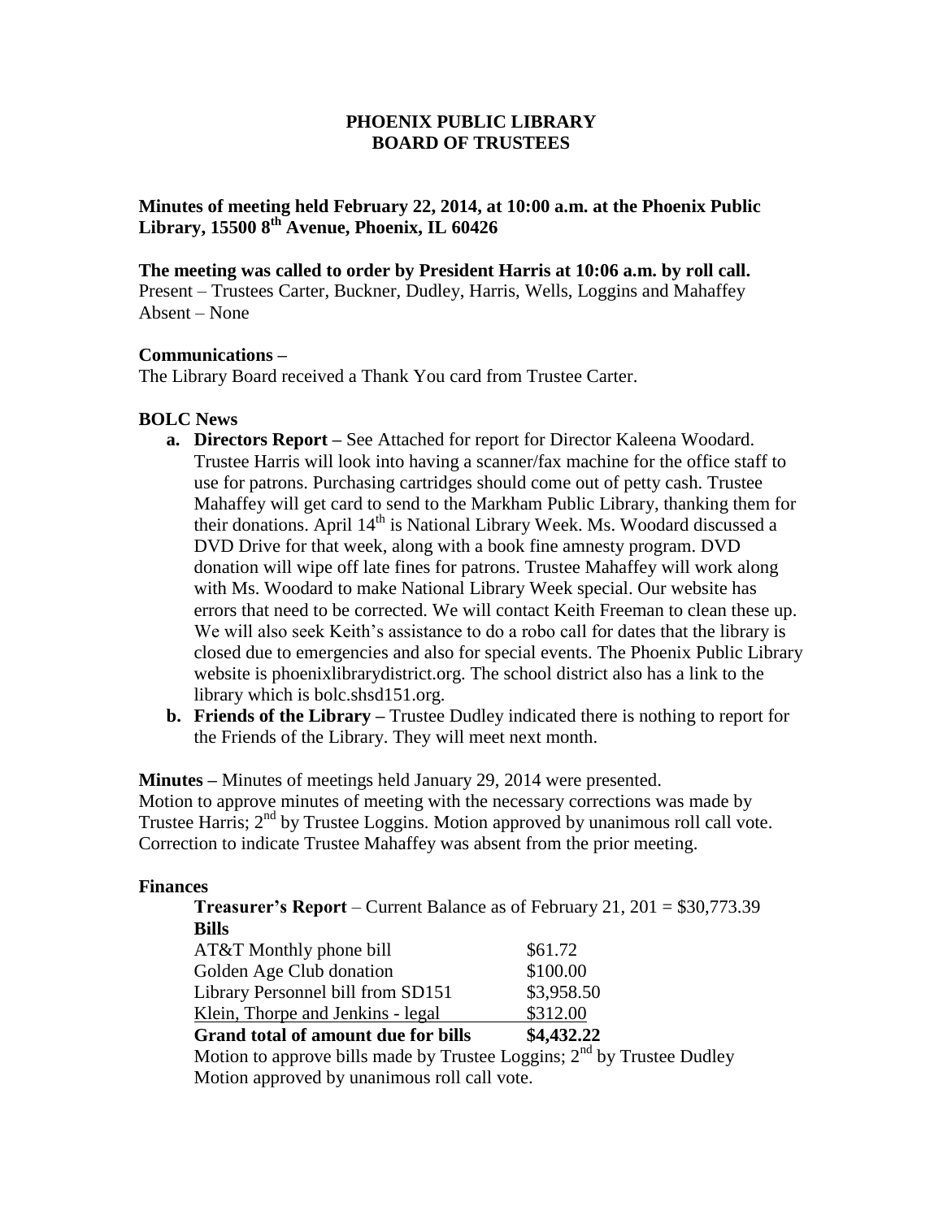**PHOENIX PUBLIC LIBRARY**
**BOARD OF TRUSTEES**

**Minutes of meeting held February 22, 2014, at 10:00 a.m. at the Phoenix Public Library, 15500 8th Avenue, Phoenix, IL 60426**

**The meeting was called to order by President Harris at 10:06 a.m. by roll call.**
Present – Trustees Carter, Buckner, Dudley, Harris, Wells, Loggins and Mahaffey
Absent – None

**Communications –**
The Library Board received a Thank You card from Trustee Carter.

**BOLC News**

- **a. Directors Report –** See Attached for report for Director Kaleena Woodard. Trustee Harris will look into having a scanner/fax machine for the office staff to use for patrons. Purchasing cartridges should come out of petty cash. Trustee Mahaffey will get card to send to the Markham Public Library, thanking them for their donations. April 14th is National Library Week. Ms. Woodard discussed a DVD Drive for that week, along with a book fine amnesty program. DVD donation will wipe off late fines for patrons. Trustee Mahaffey will work along with Ms. Woodard to make National Library Week special. Our website has errors that need to be corrected. We will contact Keith Freeman to clean these up. We will also seek Keith's assistance to do a robo call for dates that the library is closed due to emergencies and also for special events. The Phoenix Public Library website is phoenixlibrarydistrict.org. The school district also has a link to the library which is bolc.shsd151.org.
- **b. Friends of the Library –** Trustee Dudley indicated there is nothing to report for the Friends of the Library. They will meet next month.

**Minutes –** Minutes of meetings held January 29, 2014 were presented.
Motion to approve minutes of meeting with the necessary corrections was made by Trustee Harris; 2nd by Trustee Loggins. Motion approved by unanimous roll call vote. Correction to indicate Trustee Mahaffey was absent from the prior meeting.

**Finances**

**Treasurer's Report** – Current Balance as of February 21, 201 = $30,773.39

**Bills**

| | |
|---|---|
| AT&T Monthly phone bill | $61.72 |
| Golden Age Club donation | $100.00 |
| Library Personnel bill from SD151 | $3,958.50 |
| Klein, Thorpe and Jenkins - legal | $312.00 |
| **Grand total of amount due for bills** | **$4,432.22** |

Motion to approve bills made by Trustee Loggins; 2nd by Trustee Dudley
Motion approved by unanimous roll call vote.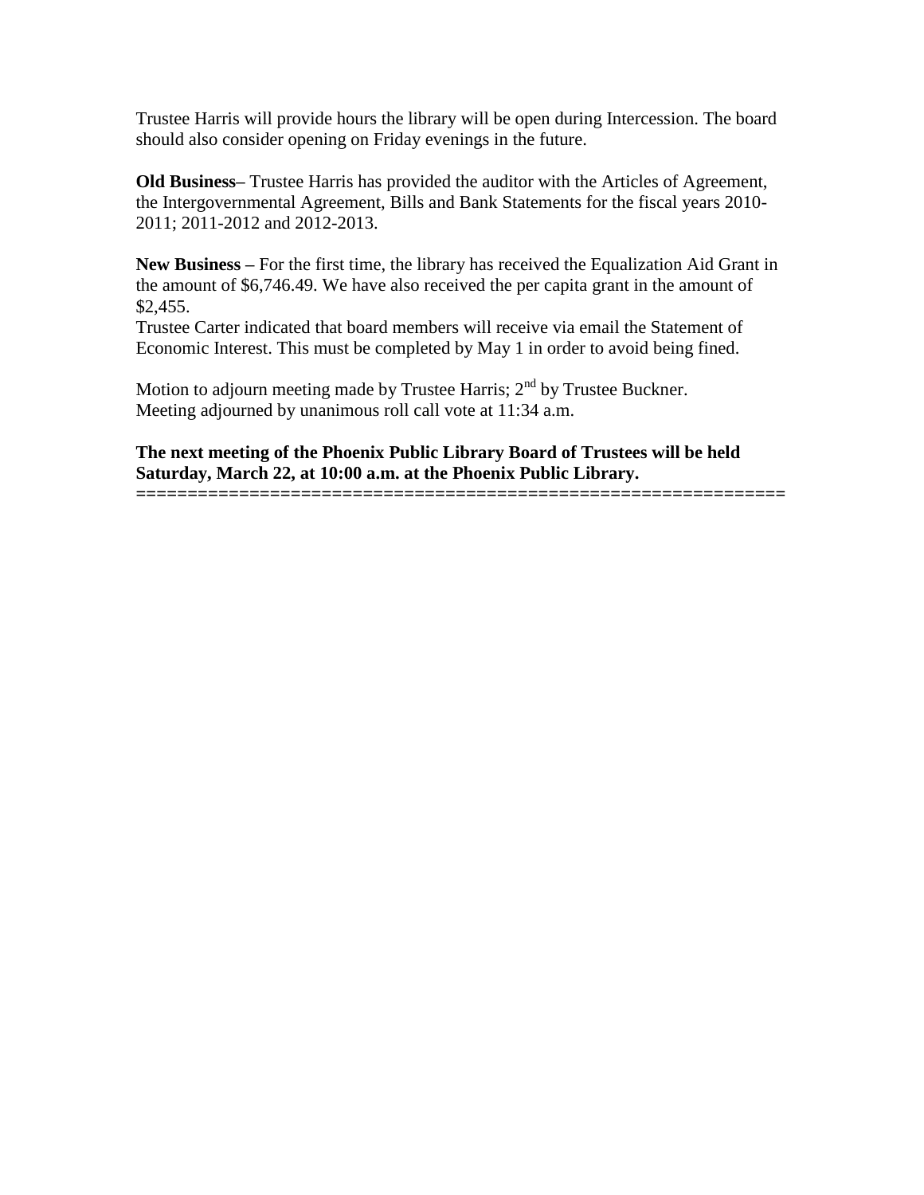Trustee Harris will provide hours the library will be open during Intercession. The board should also consider opening on Friday evenings in the future.

**Old Business**– Trustee Harris has provided the auditor with the Articles of Agreement, the Intergovernmental Agreement, Bills and Bank Statements for the fiscal years 2010-2011; 2011-2012 and 2012-2013.

**New Business** – For the first time, the library has received the Equalization Aid Grant in the amount of $6,746.49. We have also received the per capita grant in the amount of $2,455.
Trustee Carter indicated that board members will receive via email the Statement of Economic Interest. This must be completed by May 1 in order to avoid being fined.

Motion to adjourn meeting made by Trustee Harris; 2nd by Trustee Buckner.
Meeting adjourned by unanimous roll call vote at 11:34 a.m.

**The next meeting of the Phoenix Public Library Board of Trustees will be held Saturday, March 22, at 10:00 a.m. at the Phoenix Public Library.**
**=============================================================**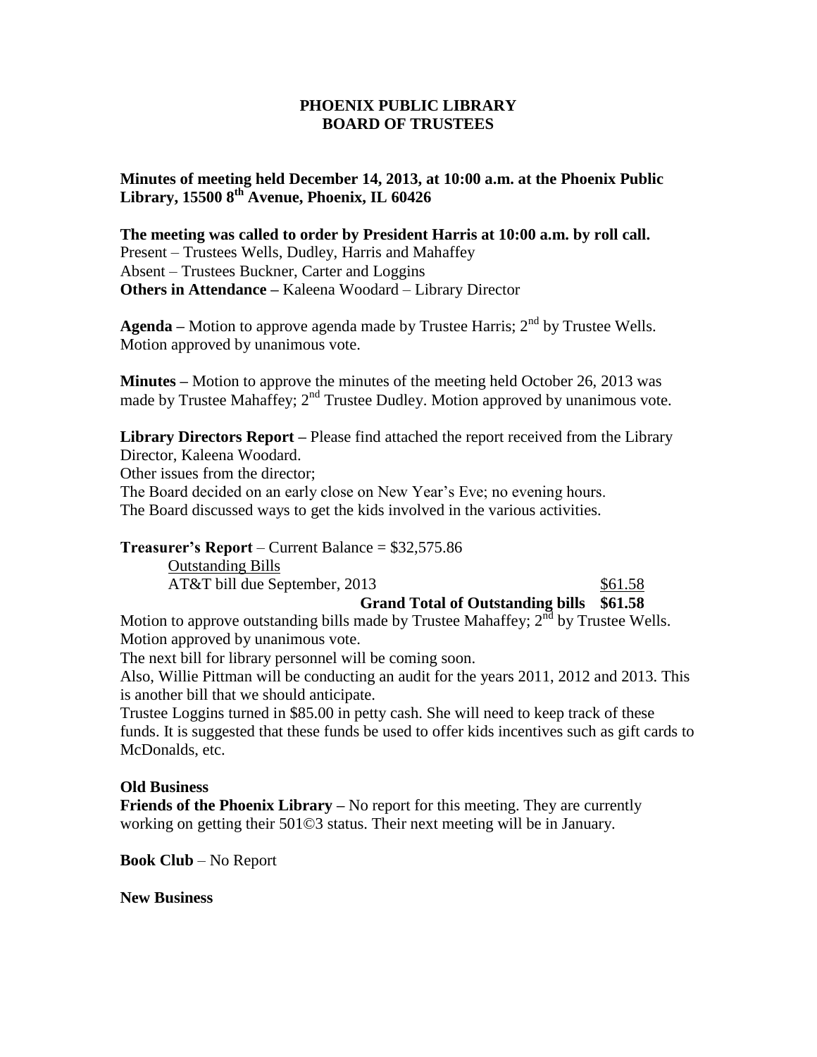**PHOENIX PUBLIC LIBRARY**
**BOARD OF TRUSTEES**

**Minutes of meeting held December 14, 2013, at 10:00 a.m. at the Phoenix Public Library, 15500 8th Avenue, Phoenix, IL 60426**

**The meeting was called to order by President Harris at 10:00 a.m. by roll call.**
Present – Trustees Wells, Dudley, Harris and Mahaffey
Absent – Trustees Buckner, Carter and Loggins
**Others in Attendance –** Kaleena Woodard – Library Director

**Agenda –** Motion to approve agenda made by Trustee Harris; 2nd by Trustee Wells. Motion approved by unanimous vote.

**Minutes –** Motion to approve the minutes of the meeting held October 26, 2013 was made by Trustee Mahaffey; 2nd Trustee Dudley. Motion approved by unanimous vote.

**Library Directors Report –** Please find attached the report received from the Library Director, Kaleena Woodard.
Other issues from the director;
The Board decided on an early close on New Year's Eve; no evening hours.
The Board discussed ways to get the kids involved in the various activities.

**Treasurer's Report** – Current Balance = $32,575.86

Outstanding Bills

| | |
|---|---|
| AT&T bill due September, 2013 | $61.58 |
| **Grand Total of Outstanding bills** | **$61.58** |

Motion to approve outstanding bills made by Trustee Mahaffey; 2nd by Trustee Wells. Motion approved by unanimous vote.
The next bill for library personnel will be coming soon.
Also, Willie Pittman will be conducting an audit for the years 2011, 2012 and 2013. This is another bill that we should anticipate.
Trustee Loggins turned in $85.00 in petty cash. She will need to keep track of these funds. It is suggested that these funds be used to offer kids incentives such as gift cards to McDonalds, etc.

**Old Business**
**Friends of the Phoenix Library –** No report for this meeting. They are currently working on getting their 501©3 status. Their next meeting will be in January.

**Book Club** – No Report

**New Business**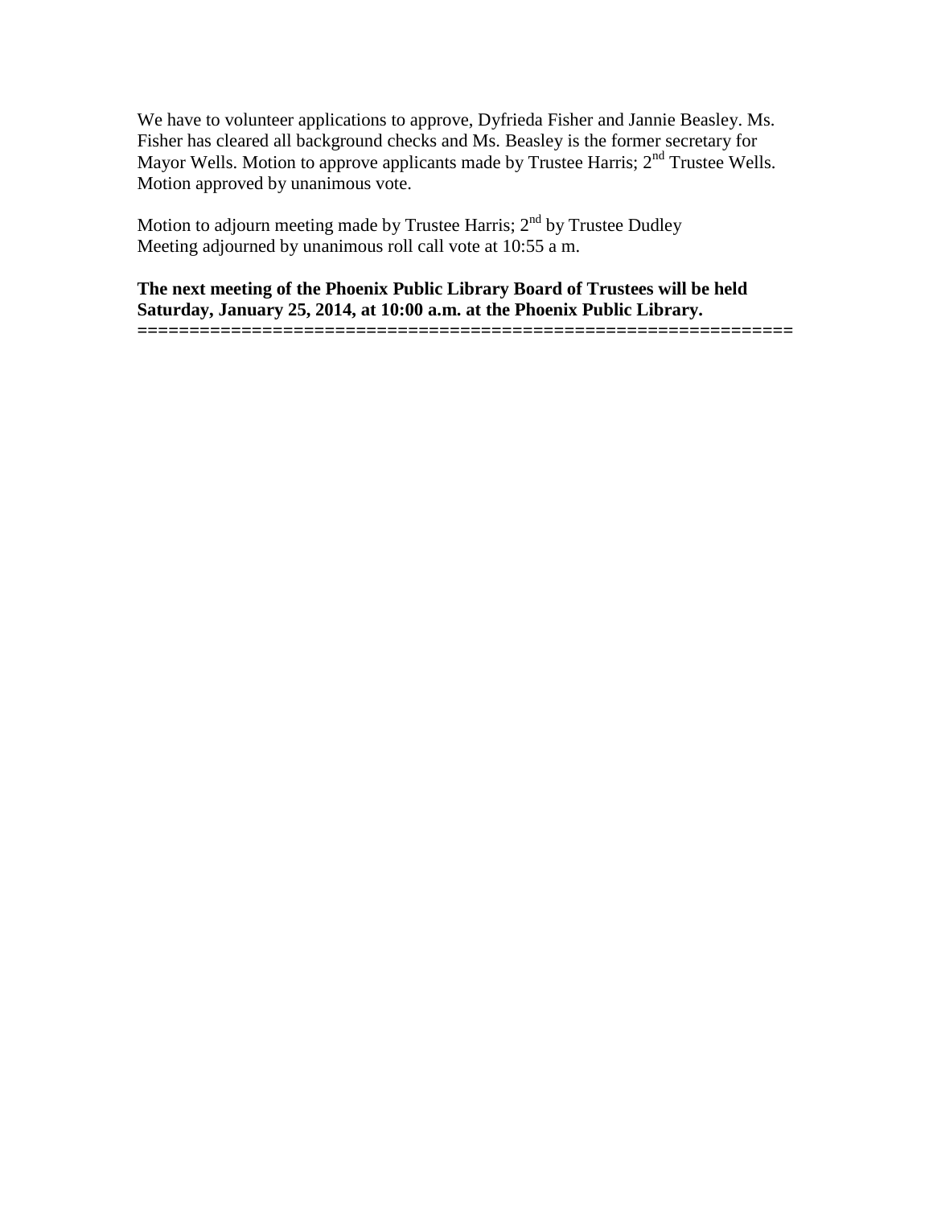We have to volunteer applications to approve, Dyfrieda Fisher and Jannie Beasley. Ms. Fisher has cleared all background checks and Ms. Beasley is the former secretary for Mayor Wells. Motion to approve applicants made by Trustee Harris; 2nd Trustee Wells. Motion approved by unanimous vote.

Motion to adjourn meeting made by Trustee Harris; 2nd by Trustee Dudley
Meeting adjourned by unanimous roll call vote at 10:55 a m.

**The next meeting of the Phoenix Public Library Board of Trustees will be held Saturday, January 25, 2014, at 10:00 a.m. at the Phoenix Public Library.**

**===============================================================**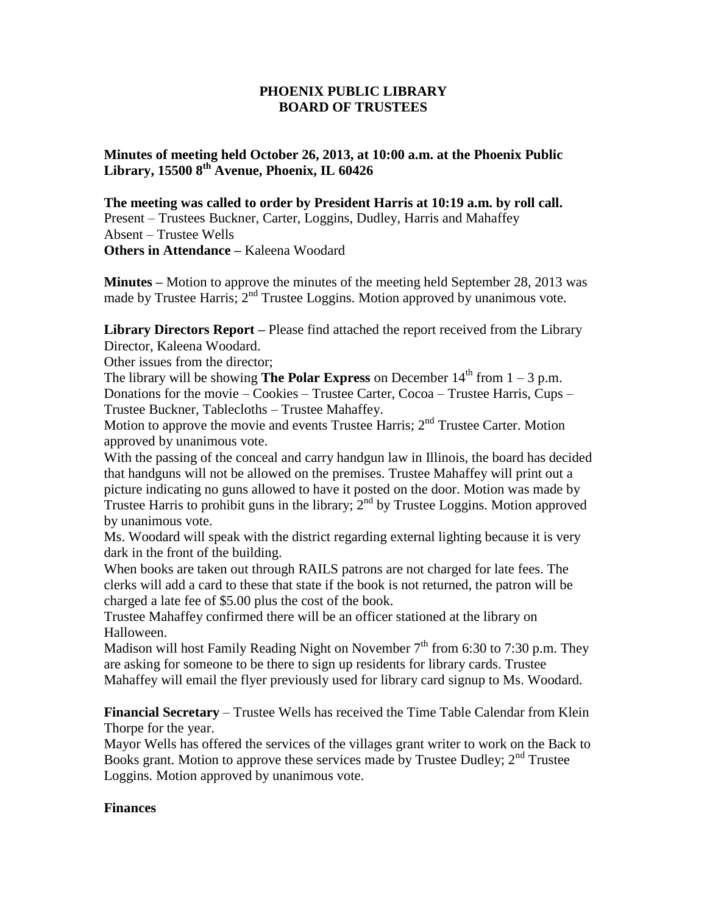# PHOENIX PUBLIC LIBRARY
# BOARD OF TRUSTEES

**Minutes of meeting held October 26, 2013, at 10:00 a.m. at the Phoenix Public Library, 15500 8th Avenue, Phoenix, IL 60426**

**The meeting was called to order by President Harris at 10:19 a.m. by roll call.**
Present – Trustees Buckner, Carter, Loggins, Dudley, Harris and Mahaffey
Absent – Trustee Wells
**Others in Attendance –** Kaleena Woodard

**Minutes –** Motion to approve the minutes of the meeting held September 28, 2013 was made by Trustee Harris; 2nd Trustee Loggins. Motion approved by unanimous vote.

**Library Directors Report –** Please find attached the report received from the Library Director, Kaleena Woodard.
Other issues from the director;
The library will be showing **The Polar Express** on December 14th from 1 – 3 p.m. Donations for the movie – Cookies – Trustee Carter, Cocoa – Trustee Harris, Cups – Trustee Buckner, Tablecloths – Trustee Mahaffey.
Motion to approve the movie and events Trustee Harris; 2nd Trustee Carter. Motion approved by unanimous vote.
With the passing of the conceal and carry handgun law in Illinois, the board has decided that handguns will not be allowed on the premises. Trustee Mahaffey will print out a picture indicating no guns allowed to have it posted on the door. Motion was made by Trustee Harris to prohibit guns in the library; 2nd by Trustee Loggins. Motion approved by unanimous vote.
Ms. Woodard will speak with the district regarding external lighting because it is very dark in the front of the building.
When books are taken out through RAILS patrons are not charged for late fees. The clerks will add a card to these that state if the book is not returned, the patron will be charged a late fee of $5.00 plus the cost of the book.
Trustee Mahaffey confirmed there will be an officer stationed at the library on Halloween.
Madison will host Family Reading Night on November 7th from 6:30 to 7:30 p.m. They are asking for someone to be there to sign up residents for library cards. Trustee Mahaffey will email the flyer previously used for library card signup to Ms. Woodard.

**Financial Secretary** – Trustee Wells has received the Time Table Calendar from Klein Thorpe for the year.
Mayor Wells has offered the services of the villages grant writer to work on the Back to Books grant. Motion to approve these services made by Trustee Dudley; 2nd Trustee Loggins. Motion approved by unanimous vote.

**Finances**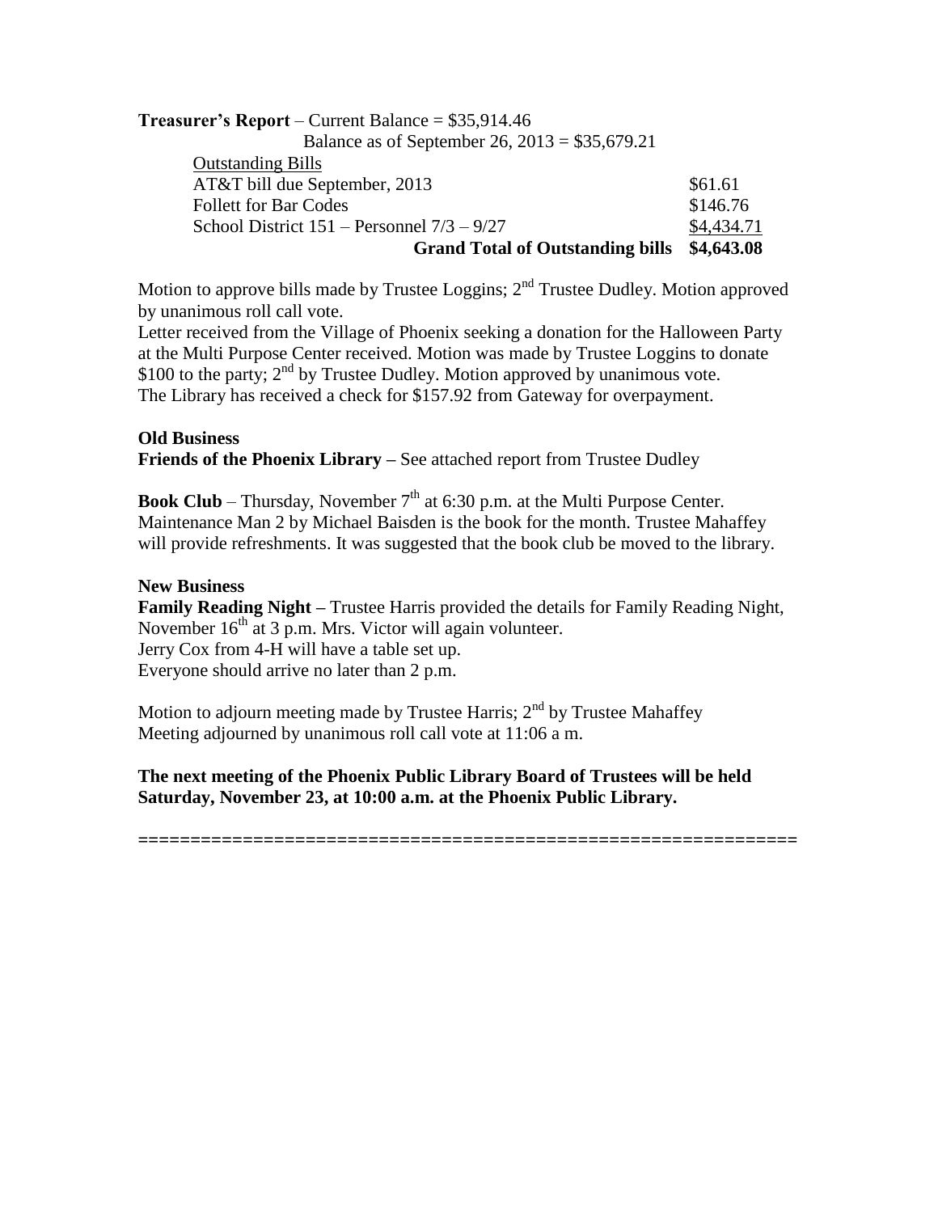**Treasurer's Report** – Current Balance = $35,914.46

Balance as of September 26, 2013 = $35,679.21

| Outstanding Bills | |
|---|---|
| AT&T bill due September, 2013 | $61.61 |
| Follett for Bar Codes | $146.76 |
| School District 151 – Personnel 7/3 – 9/27 | $4,434.71 |
| **Grand Total of Outstanding bills** | **$4,643.08** |

Motion to approve bills made by Trustee Loggins; 2nd Trustee Dudley. Motion approved by unanimous roll call vote.

Letter received from the Village of Phoenix seeking a donation for the Halloween Party at the Multi Purpose Center received. Motion was made by Trustee Loggins to donate $100 to the party; 2nd by Trustee Dudley. Motion approved by unanimous vote.

The Library has received a check for $157.92 from Gateway for overpayment.

**Old Business**

**Friends of the Phoenix Library –** See attached report from Trustee Dudley

**Book Club** – Thursday, November 7th at 6:30 p.m. at the Multi Purpose Center. Maintenance Man 2 by Michael Baisden is the book for the month. Trustee Mahaffey will provide refreshments. It was suggested that the book club be moved to the library.

**New Business**

**Family Reading Night –** Trustee Harris provided the details for Family Reading Night, November 16th at 3 p.m. Mrs. Victor will again volunteer.

Jerry Cox from 4-H will have a table set up.

Everyone should arrive no later than 2 p.m.

Motion to adjourn meeting made by Trustee Harris; 2nd by Trustee Mahaffey

Meeting adjourned by unanimous roll call vote at 11:06 a m.

**The next meeting of the Phoenix Public Library Board of Trustees will be held Saturday, November 23, at 10:00 a.m. at the Phoenix Public Library.**

===============================================================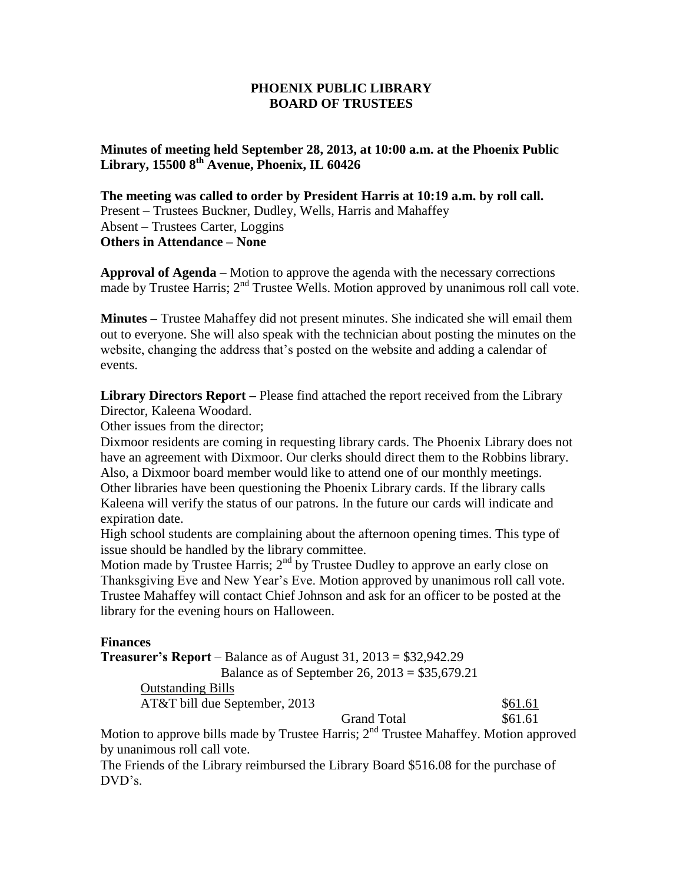**PHOENIX PUBLIC LIBRARY**
**BOARD OF TRUSTEES**

**Minutes of meeting held September 28, 2013, at 10:00 a.m. at the Phoenix Public Library, 15500 8th Avenue, Phoenix, IL 60426**

**The meeting was called to order by President Harris at 10:19 a.m. by roll call.**
Present – Trustees Buckner, Dudley, Wells, Harris and Mahaffey
Absent – Trustees Carter, Loggins
**Others in Attendance – None**

**Approval of Agenda** – Motion to approve the agenda with the necessary corrections made by Trustee Harris; 2nd Trustee Wells. Motion approved by unanimous roll call vote.

**Minutes –** Trustee Mahaffey did not present minutes. She indicated she will email them out to everyone. She will also speak with the technician about posting the minutes on the website, changing the address that's posted on the website and adding a calendar of events.

**Library Directors Report –** Please find attached the report received from the Library Director, Kaleena Woodard.

Other issues from the director;

Dixmoor residents are coming in requesting library cards. The Phoenix Library does not have an agreement with Dixmoor. Our clerks should direct them to the Robbins library. Also, a Dixmoor board member would like to attend one of our monthly meetings.

Other libraries have been questioning the Phoenix Library cards. If the library calls Kaleena will verify the status of our patrons. In the future our cards will indicate and expiration date.

High school students are complaining about the afternoon opening times. This type of issue should be handled by the library committee.

Motion made by Trustee Harris; 2nd by Trustee Dudley to approve an early close on Thanksgiving Eve and New Year's Eve. Motion approved by unanimous roll call vote.

Trustee Mahaffey will contact Chief Johnson and ask for an officer to be posted at the library for the evening hours on Halloween.

**Finances**

**Treasurer's Report** – Balance as of August 31, 2013 = $32,942.29
Balance as of September 26, 2013 = $35,679.21

Outstanding Bills

| | | |
|---|---|---|
| AT&T bill due September, 2013 | | $61.61 |
| | Grand Total | $61.61 |

Motion to approve bills made by Trustee Harris; 2nd Trustee Mahaffey. Motion approved by unanimous roll call vote.

The Friends of the Library reimbursed the Library Board $516.08 for the purchase of DVD's.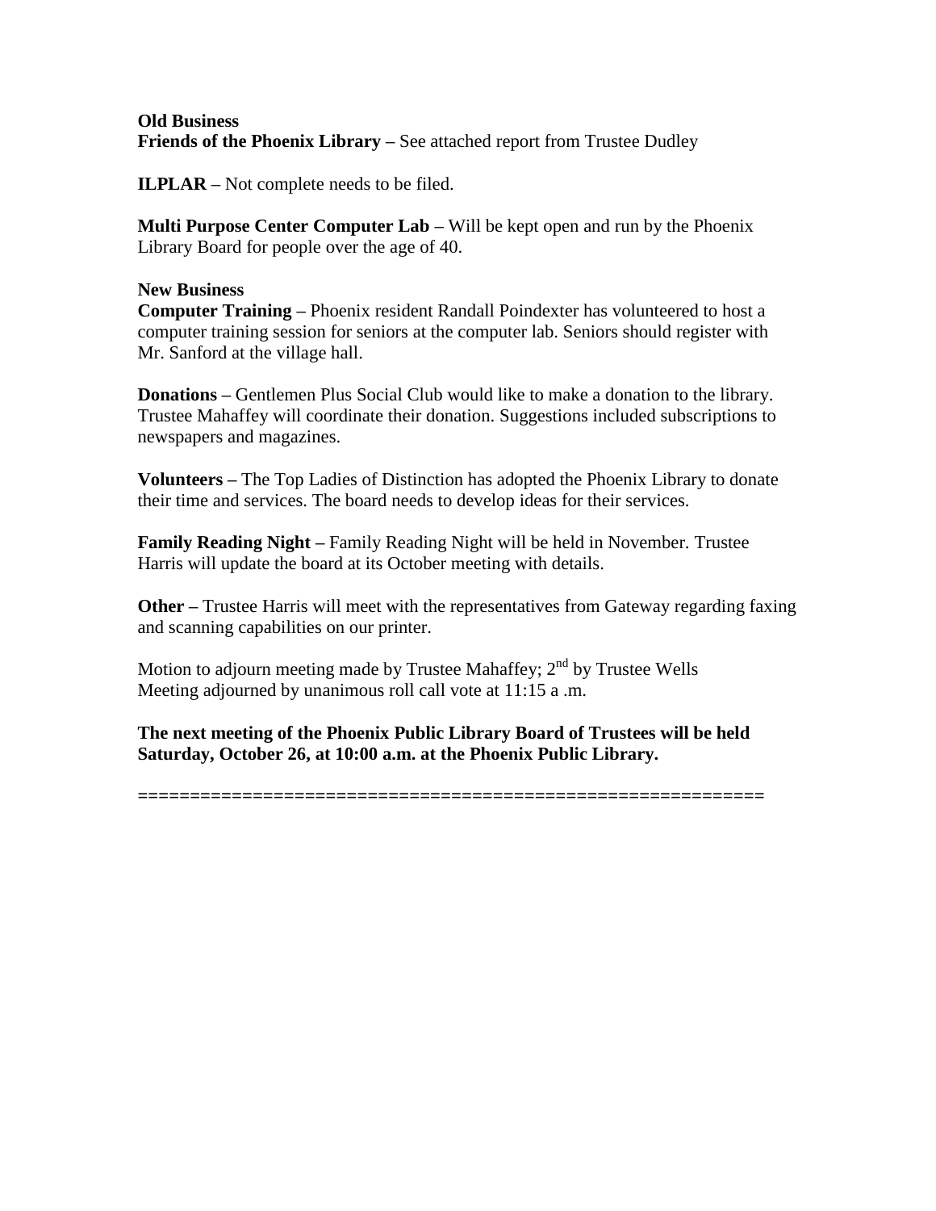**Old Business**

**Friends of the Phoenix Library –** See attached report from Trustee Dudley

**ILPLAR –** Not complete needs to be filed.

**Multi Purpose Center Computer Lab –** Will be kept open and run by the Phoenix Library Board for people over the age of 40.

**New Business**

**Computer Training –** Phoenix resident Randall Poindexter has volunteered to host a computer training session for seniors at the computer lab. Seniors should register with Mr. Sanford at the village hall.

**Donations –** Gentlemen Plus Social Club would like to make a donation to the library. Trustee Mahaffey will coordinate their donation. Suggestions included subscriptions to newspapers and magazines.

**Volunteers –** The Top Ladies of Distinction has adopted the Phoenix Library to donate their time and services. The board needs to develop ideas for their services.

**Family Reading Night –** Family Reading Night will be held in November. Trustee Harris will update the board at its October meeting with details.

**Other –** Trustee Harris will meet with the representatives from Gateway regarding faxing and scanning capabilities on our printer.

Motion to adjourn meeting made by Trustee Mahaffey; 2nd by Trustee Wells
Meeting adjourned by unanimous roll call vote at 11:15 a .m.

**The next meeting of the Phoenix Public Library Board of Trustees will be held Saturday, October 26, at 10:00 a.m. at the Phoenix Public Library.**

==========================================================